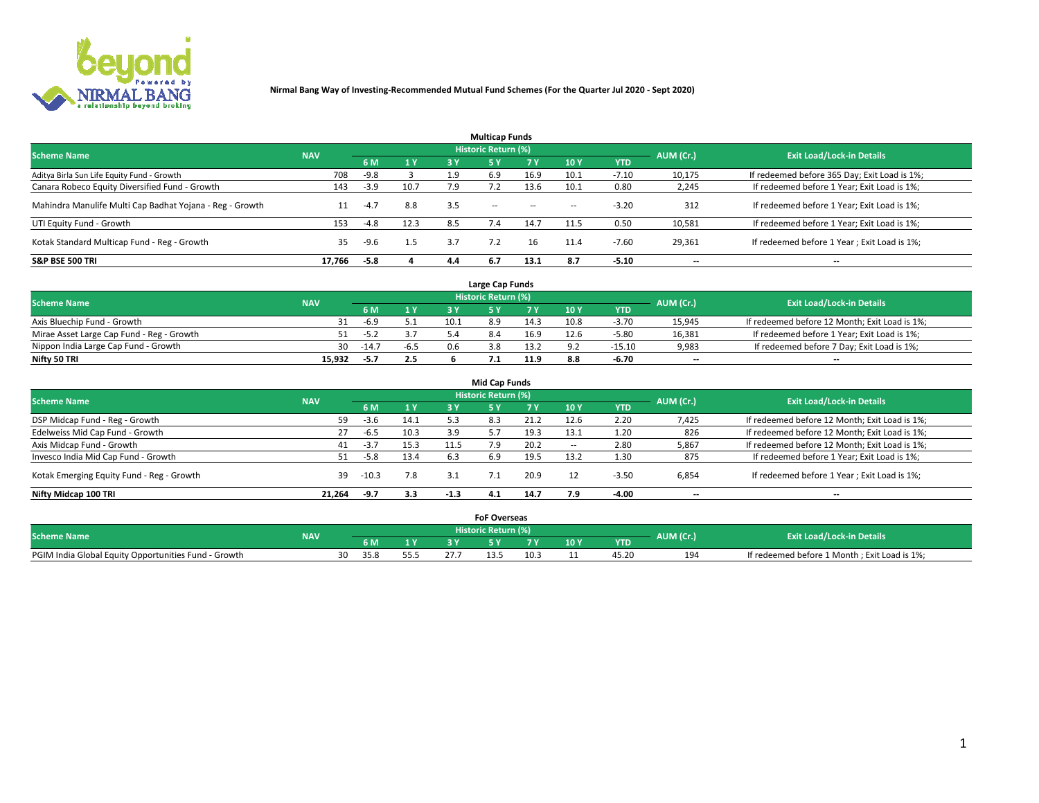**Nirmal Bang Way of Investing-Recommended Mutual Fund Schemes (For the Quarter Jul 2020 - Sept 2020)**

## Multicap Funds

| Scheme Name | NAV | Historic Return (%) | | | | | | | AUM (Cr.) | Exit Load/Lock-in Details |
|---|---|---|---|---|---|---|---|---|---|---|
| | | 6 M | 1 Y | 3 Y | 5 Y | 7 Y | 10 Y | YTD | | |
| Aditya Birla Sun Life Equity Fund - Growth | 708 | -9.8 | 3 | 1.9 | 6.9 | 16.9 | 10.1 | -7.10 | 10,175 | If redeemed before 365 Day; Exit Load is 1%; |
| Canara Robeco Equity Diversified Fund - Growth | 143 | -3.9 | 10.7 | 7.9 | 7.2 | 13.6 | 10.1 | 0.80 | 2,245 | If redeemed before 1 Year; Exit Load is 1%; |
| Mahindra Manulife Multi Cap Badhat Yojana - Reg - Growth | 11 | -4.7 | 8.8 | 3.5 | -- | -- | -- | -3.20 | 312 | If redeemed before 1 Year; Exit Load is 1%; |
| UTI Equity Fund - Growth | 153 | -4.8 | 12.3 | 8.5 | 7.4 | 14.7 | 11.5 | 0.50 | 10,581 | If redeemed before 1 Year; Exit Load is 1%; |
| Kotak Standard Multicap Fund - Reg - Growth | 35 | -9.6 | 1.5 | 3.7 | 7.2 | 16 | 11.4 | -7.60 | 29,361 | If redeemed before 1 Year ; Exit Load is 1%; |
| **S&P BSE 500 TRI** | **17,766** | **-5.8** | **4** | **4.4** | **6.7** | **13.1** | **8.7** | **-5.10** | **--** | **--** |

## Large Cap Funds

| Scheme Name | NAV | Historic Return (%) | | | | | | | AUM (Cr.) | Exit Load/Lock-in Details |
|---|---|---|---|---|---|---|---|---|---|---|
| | | 6 M | 1 Y | 3 Y | 5 Y | 7 Y | 10 Y | YTD | | |
| Axis Bluechip Fund - Growth | 31 | -6.9 | 5.1 | 10.1 | 8.9 | 14.3 | 10.8 | -3.70 | 15,945 | If redeemed before 12 Month; Exit Load is 1%; |
| Mirae Asset Large Cap Fund - Reg - Growth | 51 | -5.2 | 3.7 | 5.4 | 8.4 | 16.9 | 12.6 | -5.80 | 16,381 | If redeemed before 1 Year; Exit Load is 1%; |
| Nippon India Large Cap Fund - Growth | 30 | -14.7 | -6.5 | 0.6 | 3.8 | 13.2 | 9.2 | -15.10 | 9,983 | If redeemed before 7 Day; Exit Load is 1%; |
| **Nifty 50 TRI** | **15,932** | **-5.7** | **2.5** | **6** | **7.1** | **11.9** | **8.8** | **-6.70** | **--** | **--** |

## Mid Cap Funds

| Scheme Name | NAV | Historic Return (%) | | | | | | | AUM (Cr.) | Exit Load/Lock-in Details |
|---|---|---|---|---|---|---|---|---|---|---|
| | | 6 M | 1 Y | 3 Y | 5 Y | 7 Y | 10 Y | YTD | | |
| DSP Midcap Fund - Reg - Growth | 59 | -3.6 | 14.1 | 5.3 | 8.3 | 21.2 | 12.6 | 2.20 | 7,425 | If redeemed before 12 Month; Exit Load is 1%; |
| Edelweiss Mid Cap Fund - Growth | 27 | -6.5 | 10.3 | 3.9 | 5.7 | 19.3 | 13.1 | 1.20 | 826 | If redeemed before 12 Month; Exit Load is 1%; |
| Axis Midcap Fund - Growth | 41 | -3.7 | 15.3 | 11.5 | 7.9 | 20.2 | -- | 2.80 | 5,867 | If redeemed before 12 Month; Exit Load is 1%; |
| Invesco India Mid Cap Fund - Growth | 51 | -5.8 | 13.4 | 6.3 | 6.9 | 19.5 | 13.2 | 1.30 | 875 | If redeemed before 1 Year; Exit Load is 1%; |
| Kotak Emerging Equity Fund - Reg - Growth | 39 | -10.3 | 7.8 | 3.1 | 7.1 | 20.9 | 12 | -3.50 | 6,854 | If redeemed before 1 Year ; Exit Load is 1%; |
| **Nifty Midcap 100 TRI** | **21,264** | **-9.7** | **3.3** | **-1.3** | **4.1** | **14.7** | **7.9** | **-4.00** | **--** | **--** |

## FoF Overseas

| Scheme Name | NAV | Historic Return (%) | | | | | | | AUM (Cr.) | Exit Load/Lock-in Details |
|---|---|---|---|---|---|---|---|---|---|---|
| | | 6 M | 1 Y | 3 Y | 5 Y | 7 Y | 10 Y | YTD | | |
| PGIM India Global Equity Opportunities Fund - Growth | 30 | 35.8 | 55.5 | 27.7 | 13.5 | 10.3 | 11 | 45.20 | 194 | If redeemed before 1 Month ; Exit Load is 1%; |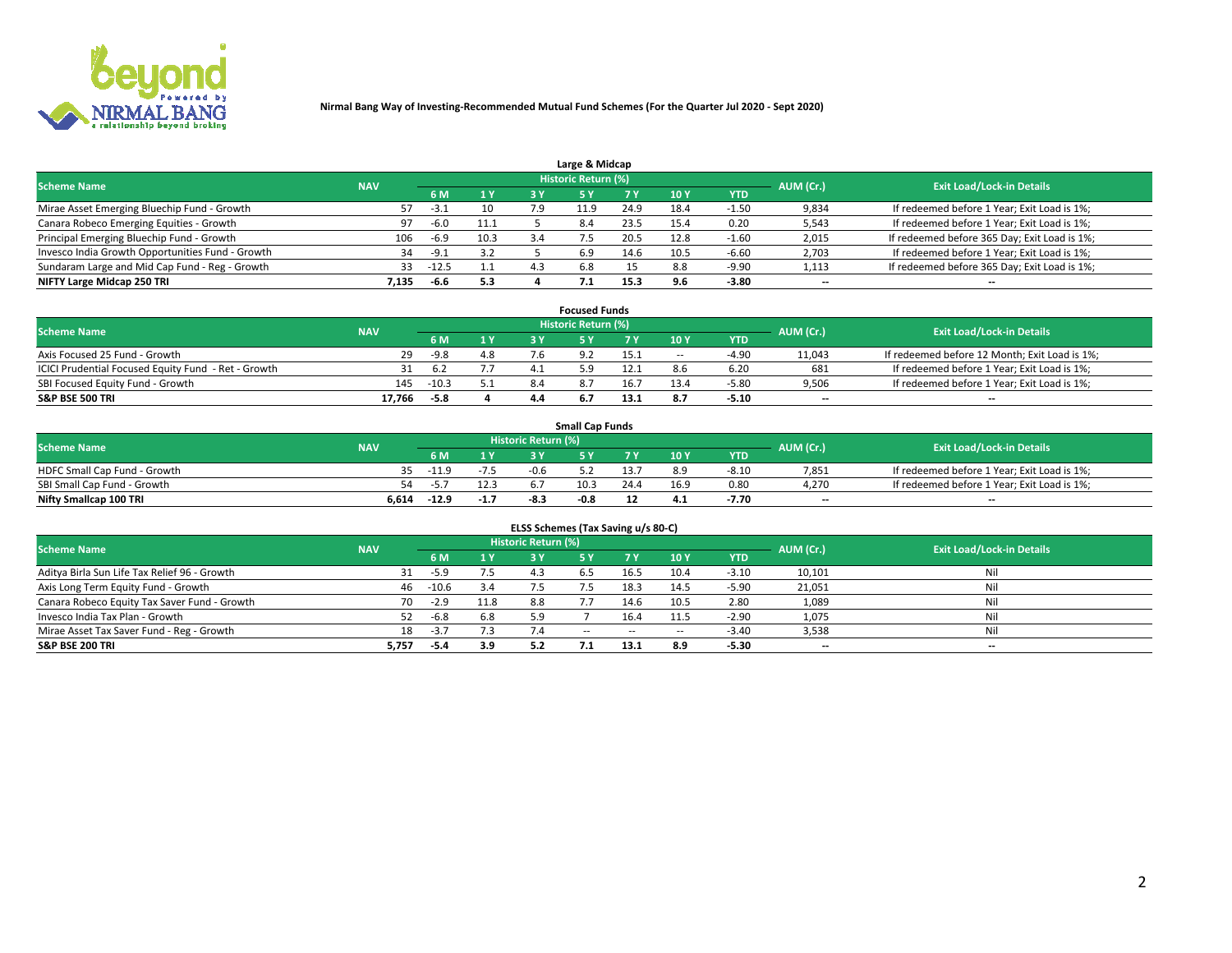**Nirmal Bang Way of Investing-Recommended Mutual Fund Schemes (For the Quarter Jul 2020 - Sept 2020)**

### Large & Midcap

| Scheme Name | NAV | Historic Return (%) | | | | | | | AUM (Cr.) | Exit Load/Lock-in Details |
|---|---|---|---|---|---|---|---|---|---|---|
| | | 6 M | 1 Y | 3 Y | 5 Y | 7 Y | 10 Y | YTD | | |
| Mirae Asset Emerging Bluechip Fund - Growth | 57 | -3.1 | 10 | 7.9 | 11.9 | 24.9 | 18.4 | -1.50 | 9,834 | If redeemed before 1 Year; Exit Load is 1%; |
| Canara Robeco Emerging Equities - Growth | 97 | -6.0 | 11.1 | 5 | 8.4 | 23.5 | 15.4 | 0.20 | 5,543 | If redeemed before 1 Year; Exit Load is 1%; |
| Principal Emerging Bluechip Fund - Growth | 106 | -6.9 | 10.3 | 3.4 | 7.5 | 20.5 | 12.8 | -1.60 | 2,015 | If redeemed before 365 Day; Exit Load is 1%; |
| Invesco India Growth Opportunities Fund - Growth | 34 | -9.1 | 3.2 | 5 | 6.9 | 14.6 | 10.5 | -6.60 | 2,703 | If redeemed before 1 Year; Exit Load is 1%; |
| Sundaram Large and Mid Cap Fund - Reg - Growth | 33 | -12.5 | 1.1 | 4.3 | 6.8 | 15 | 8.8 | -9.90 | 1,113 | If redeemed before 365 Day; Exit Load is 1%; |
| **NIFTY Large Midcap 250 TRI** | **7,135** | **-6.6** | **5.3** | **4** | **7.1** | **15.3** | **9.6** | **-3.80** | **--** | **--** |

### Focused Funds

| Scheme Name | NAV | Historic Return (%) | | | | | | | AUM (Cr.) | Exit Load/Lock-in Details |
|---|---|---|---|---|---|---|---|---|---|---|
| | | 6 M | 1 Y | 3 Y | 5 Y | 7 Y | 10 Y | YTD | | |
| Axis Focused 25 Fund - Growth | 29 | -9.8 | 4.8 | 7.6 | 9.2 | 15.1 | -- | -4.90 | 11,043 | If redeemed before 12 Month; Exit Load is 1%; |
| ICICI Prudential Focused Equity Fund - Ret - Growth | 31 | 6.2 | 7.7 | 4.1 | 5.9 | 12.1 | 8.6 | 6.20 | 681 | If redeemed before 1 Year; Exit Load is 1%; |
| SBI Focused Equity Fund - Growth | 145 | -10.3 | 5.1 | 8.4 | 8.7 | 16.7 | 13.4 | -5.80 | 9,506 | If redeemed before 1 Year; Exit Load is 1%; |
| **S&P BSE 500 TRI** | **17,766** | **-5.8** | **4** | **4.4** | **6.7** | **13.1** | **8.7** | **-5.10** | **--** | **--** |

### Small Cap Funds

| Scheme Name | NAV | Historic Return (%) | | | | | | | AUM (Cr.) | Exit Load/Lock-in Details |
|---|---|---|---|---|---|---|---|---|---|---|
| | | 6 M | 1 Y | 3 Y | 5 Y | 7 Y | 10 Y | YTD | | |
| HDFC Small Cap Fund - Growth | 35 | -11.9 | -7.5 | -0.6 | 5.2 | 13.7 | 8.9 | -8.10 | 7,851 | If redeemed before 1 Year; Exit Load is 1%; |
| SBI Small Cap Fund - Growth | 54 | -5.7 | 12.3 | 6.7 | 10.3 | 24.4 | 16.9 | 0.80 | 4,270 | If redeemed before 1 Year; Exit Load is 1%; |
| **Nifty Smallcap 100 TRI** | **6,614** | **-12.9** | **-1.7** | **-8.3** | **-0.8** | **12** | **4.1** | **-7.70** | **--** | **--** |

### ELSS Schemes (Tax Saving u/s 80-C)

| Scheme Name | NAV | Historic Return (%) | | | | | | | AUM (Cr.) | Exit Load/Lock-in Details |
|---|---|---|---|---|---|---|---|---|---|---|
| | | 6 M | 1 Y | 3 Y | 5 Y | 7 Y | 10 Y | YTD | | |
| Aditya Birla Sun Life Tax Relief 96 - Growth | 31 | -5.9 | 7.5 | 4.3 | 6.5 | 16.5 | 10.4 | -3.10 | 10,101 | Nil |
| Axis Long Term Equity Fund - Growth | 46 | -10.6 | 3.4 | 7.5 | 7.5 | 18.3 | 14.5 | -5.90 | 21,051 | Nil |
| Canara Robeco Equity Tax Saver Fund - Growth | 70 | -2.9 | 11.8 | 8.8 | 7.7 | 14.6 | 10.5 | 2.80 | 1,089 | Nil |
| Invesco India Tax Plan - Growth | 52 | -6.8 | 6.8 | 5.9 | 7 | 16.4 | 11.5 | -2.90 | 1,075 | Nil |
| Mirae Asset Tax Saver Fund - Reg - Growth | 18 | -3.7 | 7.3 | 7.4 | -- | -- | -- | -3.40 | 3,538 | Nil |
| **S&P BSE 200 TRI** | **5,757** | **-5.4** | **3.9** | **5.2** | **7.1** | **13.1** | **8.9** | **-5.30** | **--** | **--** |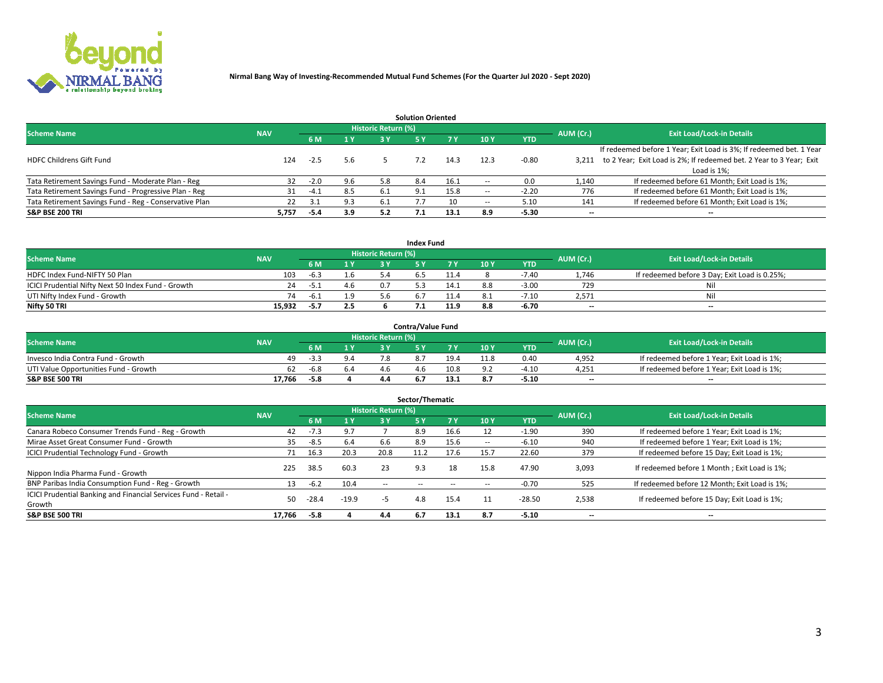**Nirmal Bang Way of Investing-Recommended Mutual Fund Schemes (For the Quarter Jul 2020 - Sept 2020)**

### Solution Oriented

| Scheme Name | NAV | Historic Return (%) | | | | | | | AUM (Cr.) | Exit Load/Lock-in Details |
|---|---|---|---|---|---|---|---|---|---|---|
| | | 6 M | 1 Y | 3 Y | 5 Y | 7 Y | 10 Y | YTD | | |
| HDFC Childrens Gift Fund | 124 | -2.5 | 5.6 | 5 | 7.2 | 14.3 | 12.3 | -0.80 | 3,211 | If redeemed before 1 Year; Exit Load is 3%; If redeemed bet. 1 Year to 2 Year; Exit Load is 2%; If redeemed bet. 2 Year to 3 Year; Exit Load is 1%; |
| Tata Retirement Savings Fund - Moderate Plan - Reg | 32 | -2.0 | 9.6 | 5.8 | 8.4 | 16.1 | -- | 0.0 | 1,140 | If redeemed before 61 Month; Exit Load is 1%; |
| Tata Retirement Savings Fund - Progressive Plan - Reg | 31 | -4.1 | 8.5 | 6.1 | 9.1 | 15.8 | -- | -2.20 | 776 | If redeemed before 61 Month; Exit Load is 1%; |
| Tata Retirement Savings Fund - Reg - Conservative Plan | 22 | 3.1 | 9.3 | 6.1 | 7.7 | 10 | -- | 5.10 | 141 | If redeemed before 61 Month; Exit Load is 1%; |
| **S&P BSE 200 TRI** | **5,757** | **-5.4** | **3.9** | **5.2** | **7.1** | **13.1** | **8.9** | **-5.30** | **--** | **--** |

### Index Fund

| Scheme Name | NAV | Historic Return (%) | | | | | | | AUM (Cr.) | Exit Load/Lock-in Details |
|---|---|---|---|---|---|---|---|---|---|---|
| | | 6 M | 1 Y | 3 Y | 5 Y | 7 Y | 10 Y | YTD | | |
| HDFC Index Fund-NIFTY 50 Plan | 103 | -6.3 | 1.6 | 5.4 | 6.5 | 11.4 | 8 | -7.40 | 1,746 | If redeemed before 3 Day; Exit Load is 0.25%; |
| ICICI Prudential Nifty Next 50 Index Fund - Growth | 24 | -5.1 | 4.6 | 0.7 | 5.3 | 14.1 | 8.8 | -3.00 | 729 | Nil |
| UTI Nifty Index Fund - Growth | 74 | -6.1 | 1.9 | 5.6 | 6.7 | 11.4 | 8.1 | -7.10 | 2,571 | Nil |
| **Nifty 50 TRI** | **15,932** | **-5.7** | **2.5** | **6** | **7.1** | **11.9** | **8.8** | **-6.70** | **--** | **--** |

### Contra/Value Fund

| Scheme Name | NAV | Historic Return (%) | | | | | | | AUM (Cr.) | Exit Load/Lock-in Details |
|---|---|---|---|---|---|---|---|---|---|---|
| | | 6 M | 1 Y | 3 Y | 5 Y | 7 Y | 10 Y | YTD | | |
| Invesco India Contra Fund - Growth | 49 | -3.3 | 9.4 | 7.8 | 8.7 | 19.4 | 11.8 | 0.40 | 4,952 | If redeemed before 1 Year; Exit Load is 1%; |
| UTI Value Opportunities Fund - Growth | 62 | -6.8 | 6.4 | 4.6 | 4.6 | 10.8 | 9.2 | -4.10 | 4,251 | If redeemed before 1 Year; Exit Load is 1%; |
| **S&P BSE 500 TRI** | **17,766** | **-5.8** | **4** | **4.4** | **6.7** | **13.1** | **8.7** | **-5.10** | **--** | **--** |

### Sector/Thematic

| Scheme Name | NAV | Historic Return (%) | | | | | | | AUM (Cr.) | Exit Load/Lock-in Details |
|---|---|---|---|---|---|---|---|---|---|---|
| | | 6 M | 1 Y | 3 Y | 5 Y | 7 Y | 10 Y | YTD | | |
| Canara Robeco Consumer Trends Fund - Reg - Growth | 42 | -7.3 | 9.7 | 7 | 8.9 | 16.6 | 12 | -1.90 | 390 | If redeemed before 1 Year; Exit Load is 1%; |
| Mirae Asset Great Consumer Fund - Growth | 35 | -8.5 | 6.4 | 6.6 | 8.9 | 15.6 | -- | -6.10 | 940 | If redeemed before 1 Year; Exit Load is 1%; |
| ICICI Prudential Technology Fund - Growth | 71 | 16.3 | 20.3 | 20.8 | 11.2 | 17.6 | 15.7 | 22.60 | 379 | If redeemed before 15 Day; Exit Load is 1%; |
| Nippon India Pharma Fund - Growth | 225 | 38.5 | 60.3 | 23 | 9.3 | 18 | 15.8 | 47.90 | 3,093 | If redeemed before 1 Month ; Exit Load is 1%; |
| BNP Paribas India Consumption Fund - Reg - Growth | 13 | -6.2 | 10.4 | -- | -- | -- | -- | -0.70 | 525 | If redeemed before 12 Month; Exit Load is 1%; |
| ICICI Prudential Banking and Financial Services Fund - Retail - Growth | 50 | -28.4 | -19.9 | -5 | 4.8 | 15.4 | 11 | -28.50 | 2,538 | If redeemed before 15 Day; Exit Load is 1%; |
| **S&P BSE 500 TRI** | **17,766** | **-5.8** | **4** | **4.4** | **6.7** | **13.1** | **8.7** | **-5.10** | **--** | **--** |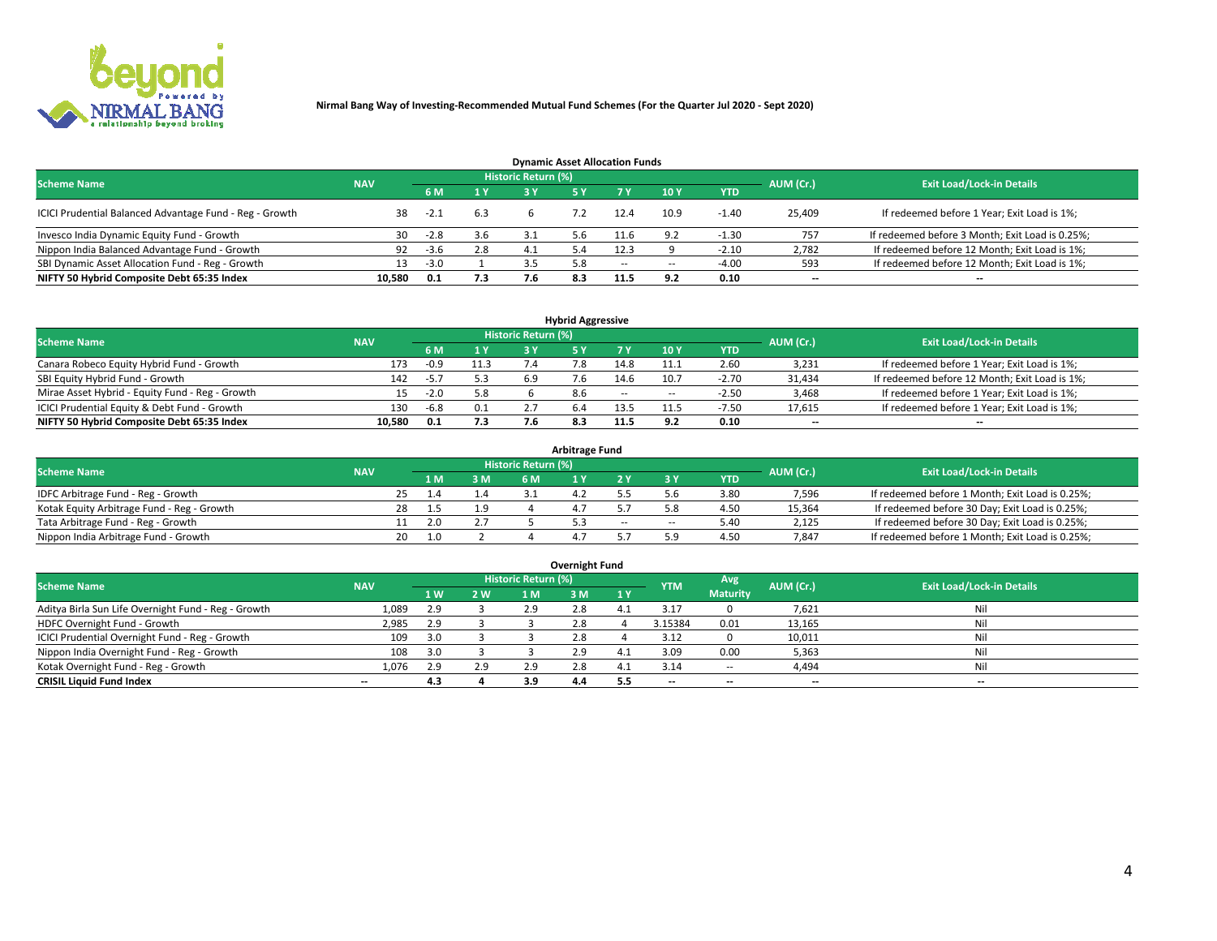**Nirmal Bang Way of Investing-Recommended Mutual Fund Schemes (For the Quarter Jul 2020 - Sept 2020)**

## Dynamic Asset Allocation Funds

| Scheme Name | NAV | Historic Return (%) | | | | | | | AUM (Cr.) | Exit Load/Lock-in Details |
|---|---|---|---|---|---|---|---|---|---|---|
| | | 6 M | 1 Y | 3 Y | 5 Y | 7 Y | 10 Y | YTD | | |
| ICICI Prudential Balanced Advantage Fund - Reg - Growth | 38 | -2.1 | 6.3 | 6 | 7.2 | 12.4 | 10.9 | -1.40 | 25,409 | If redeemed before 1 Year; Exit Load is 1%; |
| Invesco India Dynamic Equity Fund - Growth | 30 | -2.8 | 3.6 | 3.1 | 5.6 | 11.6 | 9.2 | -1.30 | 757 | If redeemed before 3 Month; Exit Load is 0.25%; |
| Nippon India Balanced Advantage Fund - Growth | 92 | -3.6 | 2.8 | 4.1 | 5.4 | 12.3 | 9 | -2.10 | 2,782 | If redeemed before 12 Month; Exit Load is 1%; |
| SBI Dynamic Asset Allocation Fund - Reg - Growth | 13 | -3.0 | 1 | 3.5 | 5.8 | -- | -- | -4.00 | 593 | If redeemed before 12 Month; Exit Load is 1%; |
| **NIFTY 50 Hybrid Composite Debt 65:35 Index** | **10,580** | **0.1** | **7.3** | **7.6** | **8.3** | **11.5** | **9.2** | **0.10** | **--** | **--** |

## Hybrid Aggressive

| Scheme Name | NAV | Historic Return (%) | | | | | | | AUM (Cr.) | Exit Load/Lock-in Details |
|---|---|---|---|---|---|---|---|---|---|---|
| | | 6 M | 1 Y | 3 Y | 5 Y | 7 Y | 10 Y | YTD | | |
| Canara Robeco Equity Hybrid Fund - Growth | 173 | -0.9 | 11.3 | 7.4 | 7.8 | 14.8 | 11.1 | 2.60 | 3,231 | If redeemed before 1 Year; Exit Load is 1%; |
| SBI Equity Hybrid Fund - Growth | 142 | -5.7 | 5.3 | 6.9 | 7.6 | 14.6 | 10.7 | -2.70 | 31,434 | If redeemed before 12 Month; Exit Load is 1%; |
| Mirae Asset Hybrid - Equity Fund - Reg - Growth | 15 | -2.0 | 5.8 | 6 | 8.6 | -- | -- | -2.50 | 3,468 | If redeemed before 1 Year; Exit Load is 1%; |
| ICICI Prudential Equity & Debt Fund - Growth | 130 | -6.8 | 0.1 | 2.7 | 6.4 | 13.5 | 11.5 | -7.50 | 17,615 | If redeemed before 1 Year; Exit Load is 1%; |
| **NIFTY 50 Hybrid Composite Debt 65:35 Index** | **10,580** | **0.1** | **7.3** | **7.6** | **8.3** | **11.5** | **9.2** | **0.10** | **--** | **--** |

## Arbitrage Fund

| Scheme Name | NAV | Historic Return (%) | | | | | | AUM (Cr.) | Exit Load/Lock-in Details |
|---|---|---|---|---|---|---|---|---|---|
| | | 1 M | 3 M | 6 M | 1 Y | 2 Y | 3 Y | YTD | | |
| IDFC Arbitrage Fund - Reg - Growth | 25 | 1.4 | 1.4 | 3.1 | 4.2 | 5.5 | 5.6 | 3.80 | 7,596 | If redeemed before 1 Month; Exit Load is 0.25%; |
| Kotak Equity Arbitrage Fund - Reg - Growth | 28 | 1.5 | 1.9 | 4 | 4.7 | 5.7 | 5.8 | 4.50 | 15,364 | If redeemed before 30 Day; Exit Load is 0.25%; |
| Tata Arbitrage Fund - Reg - Growth | 11 | 2.0 | 2.7 | 5 | 5.3 | -- | -- | 5.40 | 2,125 | If redeemed before 30 Day; Exit Load is 0.25%; |
| Nippon India Arbitrage Fund - Growth | 20 | 1.0 | 2 | 4 | 4.7 | 5.7 | 5.9 | 4.50 | 7,847 | If redeemed before 1 Month; Exit Load is 0.25%; |

## Overnight Fund

| Scheme Name | NAV | Historic Return (%) | | | | | YTM | Avg Maturity | AUM (Cr.) | Exit Load/Lock-in Details |
|---|---|---|---|---|---|---|---|---|---|---|
| | | 1 W | 2 W | 1 M | 3 M | 1 Y | | | | |
| Aditya Birla Sun Life Overnight Fund - Reg - Growth | 1,089 | 2.9 | 3 | 2.9 | 2.8 | 4.1 | 3.17 | 0 | 7,621 | Nil |
| HDFC Overnight Fund - Growth | 2,985 | 2.9 | 3 | 3 | 2.8 | 4 | 3.15384 | 0.01 | 13,165 | Nil |
| ICICI Prudential Overnight Fund - Reg - Growth | 109 | 3.0 | 3 | 3 | 2.8 | 4 | 3.12 | 0 | 10,011 | Nil |
| Nippon India Overnight Fund - Reg - Growth | 108 | 3.0 | 3 | 3 | 2.9 | 4.1 | 3.09 | 0.00 | 5,363 | Nil |
| Kotak Overnight Fund - Reg - Growth | 1,076 | 2.9 | 2.9 | 2.9 | 2.8 | 4.1 | 3.14 | -- | 4,494 | Nil |
| **CRISIL Liquid Fund Index** | **--** | **4.3** | **4** | **3.9** | **4.4** | **5.5** | **--** | **--** | **--** | **--** |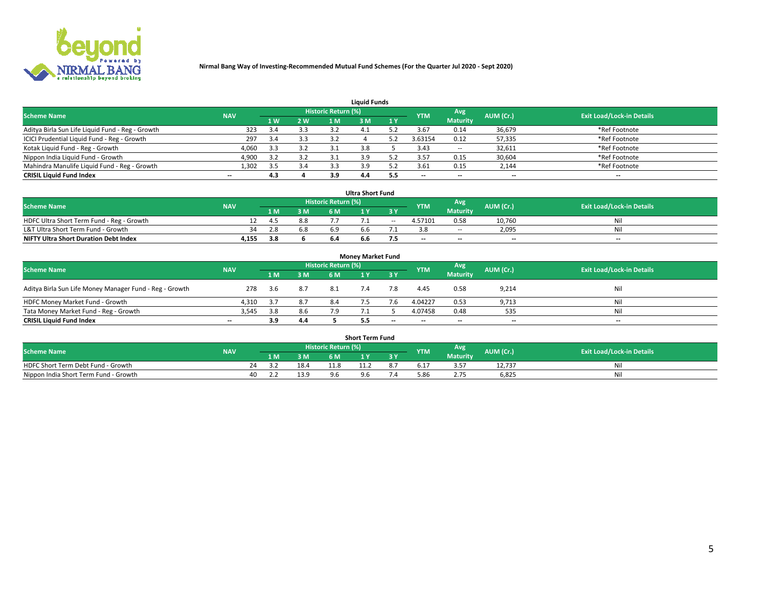Nirmal Bang Way of Investing-Recommended Mutual Fund Schemes (For the Quarter Jul 2020 - Sept 2020)

### Liquid Funds

| Scheme Name | NAV | Historic Return (%) | | | | | YTM | Avg Maturity | AUM (Cr.) | Exit Load/Lock-in Details |
|---|---|---|---|---|---|---|---|---|---|---|
| | | 1 W | 2 W | 1 M | 3 M | 1 Y | | | | |
| Aditya Birla Sun Life Liquid Fund - Reg - Growth | 323 | 3.4 | 3.3 | 3.2 | 4.1 | 5.2 | 3.67 | 0.14 | 36,679 | *Ref Footnote |
| ICICI Prudential Liquid Fund - Reg - Growth | 297 | 3.4 | 3.3 | 3.2 | 4 | 5.2 | 3.63154 | 0.12 | 57,335 | *Ref Footnote |
| Kotak Liquid Fund - Reg - Growth | 4,060 | 3.3 | 3.2 | 3.1 | 3.8 | 5 | 3.43 | -- | 32,611 | *Ref Footnote |
| Nippon India Liquid Fund - Growth | 4,900 | 3.2 | 3.2 | 3.1 | 3.9 | 5.2 | 3.57 | 0.15 | 30,604 | *Ref Footnote |
| Mahindra Manulife Liquid Fund - Reg - Growth | 1,302 | 3.5 | 3.4 | 3.3 | 3.9 | 5.2 | 3.61 | 0.15 | 2,144 | *Ref Footnote |
| **CRISIL Liquid Fund Index** | -- | **4.3** | **4** | **3.9** | **4.4** | **5.5** | -- | -- | -- | -- |

### Ultra Short Fund

| Scheme Name | NAV | Historic Return (%) | | | | | YTM | Avg Maturity | AUM (Cr.) | Exit Load/Lock-in Details |
|---|---|---|---|---|---|---|---|---|---|---|
| | | 1 M | 3 M | 6 M | 1 Y | 3 Y | | | | |
| HDFC Ultra Short Term Fund - Reg - Growth | 12 | 4.5 | 8.8 | 7.7 | 7.1 | -- | 4.57101 | 0.58 | 10,760 | Nil |
| L&T Ultra Short Term Fund - Growth | 34 | 2.8 | 6.8 | 6.9 | 6.6 | 7.1 | 3.8 | -- | 2,095 | Nil |
| **NIFTY Ultra Short Duration Debt Index** | **4,155** | **3.8** | **6** | **6.4** | **6.6** | **7.5** | -- | -- | -- | -- |

### Money Market Fund

| Scheme Name | NAV | Historic Return (%) | | | | | YTM | Avg Maturity | AUM (Cr.) | Exit Load/Lock-in Details |
|---|---|---|---|---|---|---|---|---|---|---|
| | | 1 M | 3 M | 6 M | 1 Y | 3 Y | | | | |
| Aditya Birla Sun Life Money Manager Fund - Reg - Growth | 278 | 3.6 | 8.7 | 8.1 | 7.4 | 7.8 | 4.45 | 0.58 | 9,214 | Nil |
| HDFC Money Market Fund - Growth | 4,310 | 3.7 | 8.7 | 8.4 | 7.5 | 7.6 | 4.04227 | 0.53 | 9,713 | Nil |
| Tata Money Market Fund - Reg - Growth | 3,545 | 3.8 | 8.6 | 7.9 | 7.1 | 5 | 4.07458 | 0.48 | 535 | Nil |
| **CRISIL Liquid Fund Index** | -- | **3.9** | **4.4** | **5** | **5.5** | -- | -- | -- | -- | -- |

### Short Term Fund

| Scheme Name | NAV | Historic Return (%) | | | | | YTM | Avg Maturity | AUM (Cr.) | Exit Load/Lock-in Details |
|---|---|---|---|---|---|---|---|---|---|---|
| | | 1 M | 3 M | 6 M | 1 Y | 3 Y | | | | |
| HDFC Short Term Debt Fund - Growth | 24 | 3.2 | 18.4 | 11.8 | 11.2 | 8.7 | 6.17 | 3.57 | 12,737 | Nil |
| Nippon India Short Term Fund - Growth | 40 | 2.2 | 13.9 | 9.6 | 9.6 | 7.4 | 5.86 | 2.75 | 6,825 | Nil |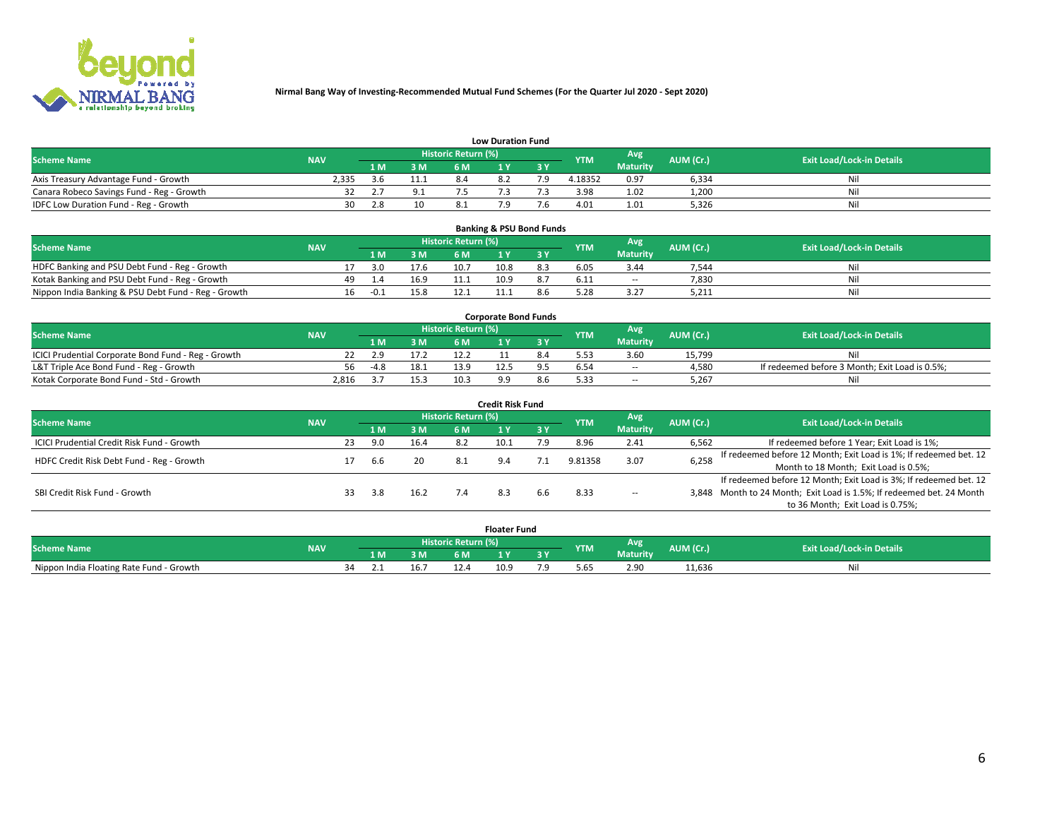**Nirmal Bang Way of Investing-Recommended Mutual Fund Schemes (For the Quarter Jul 2020 - Sept 2020)**

### Low Duration Fund

| Scheme Name | NAV | Historic Return (%) | | | | | YTM | Avg Maturity | AUM (Cr.) | Exit Load/Lock-in Details |
|---|---|---|---|---|---|---|---|---|---|---|
| | | 1 M | 3 M | 6 M | 1 Y | 3 Y | | | | |
| Axis Treasury Advantage Fund - Growth | 2,335 | 3.6 | 11.1 | 8.4 | 8.2 | 7.9 | 4.18352 | 0.97 | 6,334 | Nil |
| Canara Robeco Savings Fund - Reg - Growth | 32 | 2.7 | 9.1 | 7.5 | 7.3 | 7.3 | 3.98 | 1.02 | 1,200 | Nil |
| IDFC Low Duration Fund - Reg - Growth | 30 | 2.8 | 10 | 8.1 | 7.9 | 7.6 | 4.01 | 1.01 | 5,326 | Nil |

### Banking & PSU Bond Funds

| Scheme Name | NAV | Historic Return (%) | | | | | YTM | Avg Maturity | AUM (Cr.) | Exit Load/Lock-in Details |
|---|---|---|---|---|---|---|---|---|---|---|
| | | 1 M | 3 M | 6 M | 1 Y | 3 Y | | | | |
| HDFC Banking and PSU Debt Fund - Reg - Growth | 17 | 3.0 | 17.6 | 10.7 | 10.8 | 8.3 | 6.05 | 3.44 | 7,544 | Nil |
| Kotak Banking and PSU Debt Fund - Reg - Growth | 49 | 1.4 | 16.9 | 11.1 | 10.9 | 8.7 | 6.11 | -- | 7,830 | Nil |
| Nippon India Banking & PSU Debt Fund - Reg - Growth | 16 | -0.1 | 15.8 | 12.1 | 11.1 | 8.6 | 5.28 | 3.27 | 5,211 | Nil |

### Corporate Bond Funds

| Scheme Name | NAV | Historic Return (%) | | | | | YTM | Avg Maturity | AUM (Cr.) | Exit Load/Lock-in Details |
|---|---|---|---|---|---|---|---|---|---|---|
| | | 1 M | 3 M | 6 M | 1 Y | 3 Y | | | | |
| ICICI Prudential Corporate Bond Fund - Reg - Growth | 22 | 2.9 | 17.2 | 12.2 | 11 | 8.4 | 5.53 | 3.60 | 15,799 | Nil |
| L&T Triple Ace Bond Fund - Reg - Growth | 56 | -4.8 | 18.1 | 13.9 | 12.5 | 9.5 | 6.54 | -- | 4,580 | If redeemed before 3 Month; Exit Load is 0.5%; |
| Kotak Corporate Bond Fund - Std - Growth | 2,816 | 3.7 | 15.3 | 10.3 | 9.9 | 8.6 | 5.33 | -- | 5,267 | Nil |

### Credit Risk Fund

| Scheme Name | NAV | Historic Return (%) | | | | | YTM | Avg Maturity | AUM (Cr.) | Exit Load/Lock-in Details |
|---|---|---|---|---|---|---|---|---|---|---|
| | | 1 M | 3 M | 6 M | 1 Y | 3 Y | | | | |
| ICICI Prudential Credit Risk Fund - Growth | 23 | 9.0 | 16.4 | 8.2 | 10.1 | 7.9 | 8.96 | 2.41 | 6,562 | If redeemed before 1 Year; Exit Load is 1%; |
| HDFC Credit Risk Debt Fund - Reg - Growth | 17 | 6.6 | 20 | 8.1 | 9.4 | 7.1 | 9.81358 | 3.07 | 6,258 | If redeemed before 12 Month; Exit Load is 1%; If redeemed bet. 12 Month to 18 Month; Exit Load is 0.5%; |
| SBI Credit Risk Fund - Growth | 33 | 3.8 | 16.2 | 7.4 | 8.3 | 6.6 | 8.33 | -- | 3,848 | If redeemed before 12 Month; Exit Load is 3%; If redeemed bet. 12 Month to 24 Month; Exit Load is 1.5%; If redeemed bet. 24 Month to 36 Month; Exit Load is 0.75%; |

### Floater Fund

| Scheme Name | NAV | Historic Return (%) | | | | | YTM | Avg Maturity | AUM (Cr.) | Exit Load/Lock-in Details |
|---|---|---|---|---|---|---|---|---|---|---|
| | | 1 M | 3 M | 6 M | 1 Y | 3 Y | | | | |
| Nippon India Floating Rate Fund - Growth | 34 | 2.1 | 16.7 | 12.4 | 10.9 | 7.9 | 5.65 | 2.90 | 11,636 | Nil |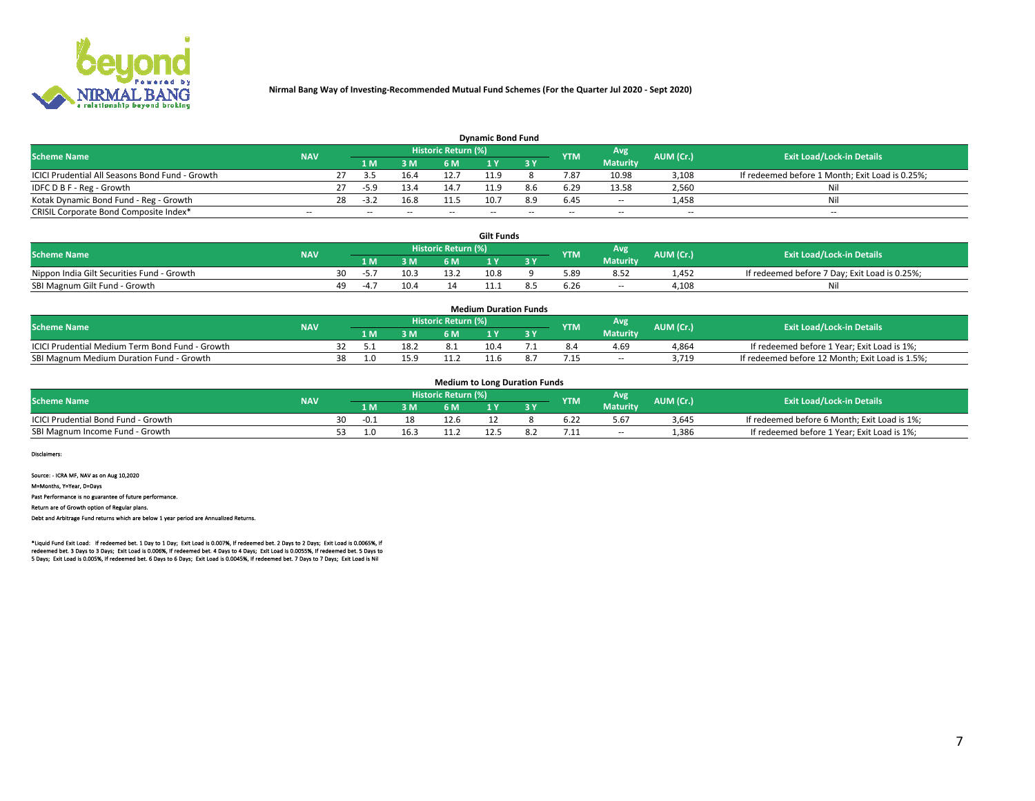**Nirmal Bang Way of Investing-Recommended Mutual Fund Schemes (For the Quarter Jul 2020 - Sept 2020)**

### Dynamic Bond Fund

| Scheme Name | NAV | Historic Return (%) | | | | | YTM | Avg Maturity | AUM (Cr.) | Exit Load/Lock-in Details |
|---|---|---|---|---|---|---|---|---|---|---|
| | | 1 M | 3 M | 6 M | 1 Y | 3 Y | | | | |
| ICICI Prudential All Seasons Bond Fund - Growth | 27 | 3.5 | 16.4 | 12.7 | 11.9 | 8 | 7.87 | 10.98 | 3,108 | If redeemed before 1 Month; Exit Load is 0.25%; |
| IDFC D B F - Reg - Growth | 27 | -5.9 | 13.4 | 14.7 | 11.9 | 8.6 | 6.29 | 13.58 | 2,560 | Nil |
| Kotak Dynamic Bond Fund - Reg - Growth | 28 | -3.2 | 16.8 | 11.5 | 10.7 | 8.9 | 6.45 | -- | 1,458 | Nil |
| CRISIL Corporate Bond Composite Index* | -- | -- | -- | -- | -- | -- | -- | -- | -- | -- |

### Gilt Funds

| Scheme Name | NAV | Historic Return (%) | | | | | YTM | Avg Maturity | AUM (Cr.) | Exit Load/Lock-in Details |
|---|---|---|---|---|---|---|---|---|---|---|
| | | 1 M | 3 M | 6 M | 1 Y | 3 Y | | | | |
| Nippon India Gilt Securities Fund - Growth | 30 | -5.7 | 10.3 | 13.2 | 10.8 | 9 | 5.89 | 8.52 | 1,452 | If redeemed before 7 Day; Exit Load is 0.25%; |
| SBI Magnum Gilt Fund - Growth | 49 | -4.7 | 10.4 | 14 | 11.1 | 8.5 | 6.26 | -- | 4,108 | Nil |

### Medium Duration Funds

| Scheme Name | NAV | Historic Return (%) | | | | | YTM | Avg Maturity | AUM (Cr.) | Exit Load/Lock-in Details |
|---|---|---|---|---|---|---|---|---|---|---|
| | | 1 M | 3 M | 6 M | 1 Y | 3 Y | | | | |
| ICICI Prudential Medium Term Bond Fund - Growth | 32 | 5.1 | 18.2 | 8.1 | 10.4 | 7.1 | 8.4 | 4.69 | 4,864 | If redeemed before 1 Year; Exit Load is 1%; |
| SBI Magnum Medium Duration Fund - Growth | 38 | 1.0 | 15.9 | 11.2 | 11.6 | 8.7 | 7.15 | -- | 3,719 | If redeemed before 12 Month; Exit Load is 1.5%; |

### Medium to Long Duration Funds

| Scheme Name | NAV | Historic Return (%) | | | | | YTM | Avg Maturity | AUM (Cr.) | Exit Load/Lock-in Details |
|---|---|---|---|---|---|---|---|---|---|---|
| | | 1 M | 3 M | 6 M | 1 Y | 3 Y | | | | |
| ICICI Prudential Bond Fund - Growth | 30 | -0.1 | 18 | 12.6 | 12 | 8 | 6.22 | 5.67 | 3,645 | If redeemed before 6 Month; Exit Load is 1%; |
| SBI Magnum Income Fund - Growth | 53 | 1.0 | 16.3 | 11.2 | 12.5 | 8.2 | 7.11 | -- | 1,386 | If redeemed before 1 Year; Exit Load is 1%; |

Disclaimers:

Source: - ICRA MF, NAV as on Aug 10,2020

M=Months, Y=Year, D=Days

Past Performance is no guarantee of future performance.

Return are of Growth option of Regular plans.

Debt and Arbitrage Fund returns which are below 1 year period are Annualized Returns.

*Liquid Fund Exit Load: If redeemed bet. 1 Day to 1 Day; Exit Load is 0.007%, If redeemed bet. 2 Days to 2 Days; Exit Load is 0.0065%, If redeemed bet. 3 Days to 3 Days; Exit Load is 0.006%, If redeemed bet. 4 Days to 4 Days; Exit Load is 0.0055%, If redeemed bet. 5 Days to 5 Days; Exit Load is 0.005%, If redeemed bet. 6 Days to 6 Days; Exit Load is 0.0045%, If redeemed bet. 7 Days to 7 Days; Exit Load is Nil